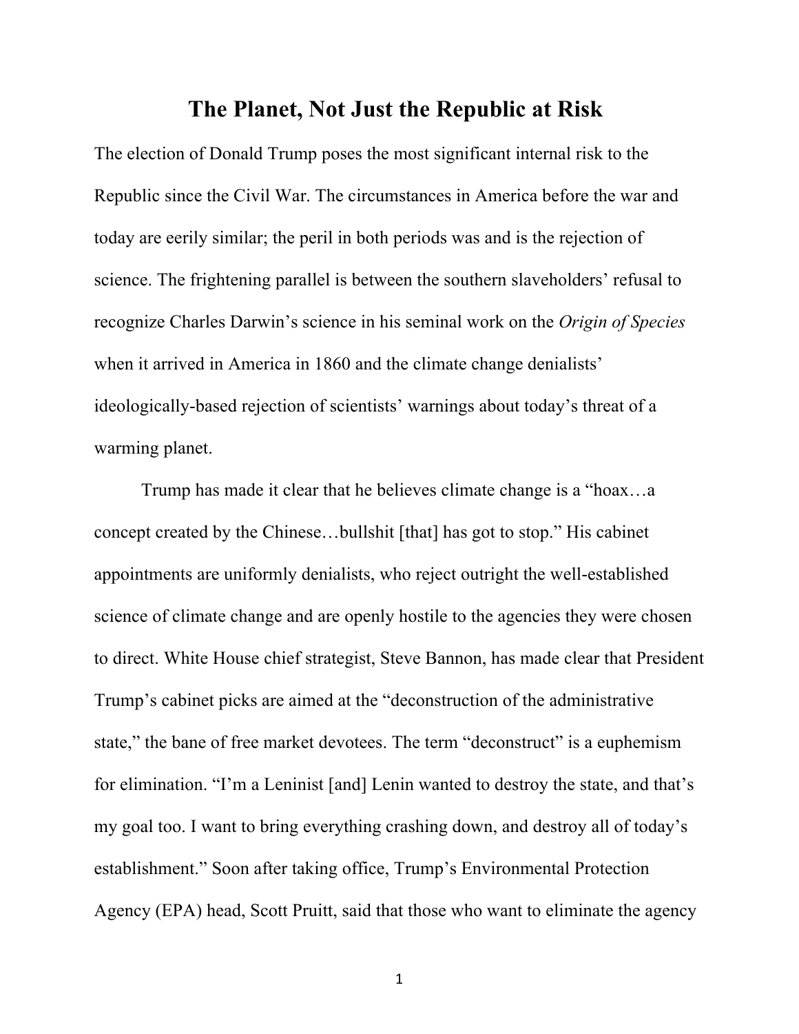# The Planet, Not Just the Republic at Risk

The election of Donald Trump poses the most significant internal risk to the Republic since the Civil War. The circumstances in America before the war and today are eerily similar; the peril in both periods was and is the rejection of science. The frightening parallel is between the southern slaveholders' refusal to recognize Charles Darwin's science in his seminal work on the *Origin of Species* when it arrived in America in 1860 and the climate change denialists' ideologically-based rejection of scientists' warnings about today's threat of a warming planet.

Trump has made it clear that he believes climate change is a "hoax…a concept created by the Chinese…bullshit [that] has got to stop." His cabinet appointments are uniformly denialists, who reject outright the well-established science of climate change and are openly hostile to the agencies they were chosen to direct. White House chief strategist, Steve Bannon, has made clear that President Trump's cabinet picks are aimed at the "deconstruction of the administrative state," the bane of free market devotees. The term "deconstruct" is a euphemism for elimination. "I'm a Leninist [and] Lenin wanted to destroy the state, and that's my goal too. I want to bring everything crashing down, and destroy all of today's establishment." Soon after taking office, Trump's Environmental Protection Agency (EPA) head, Scott Pruitt, said that those who want to eliminate the agency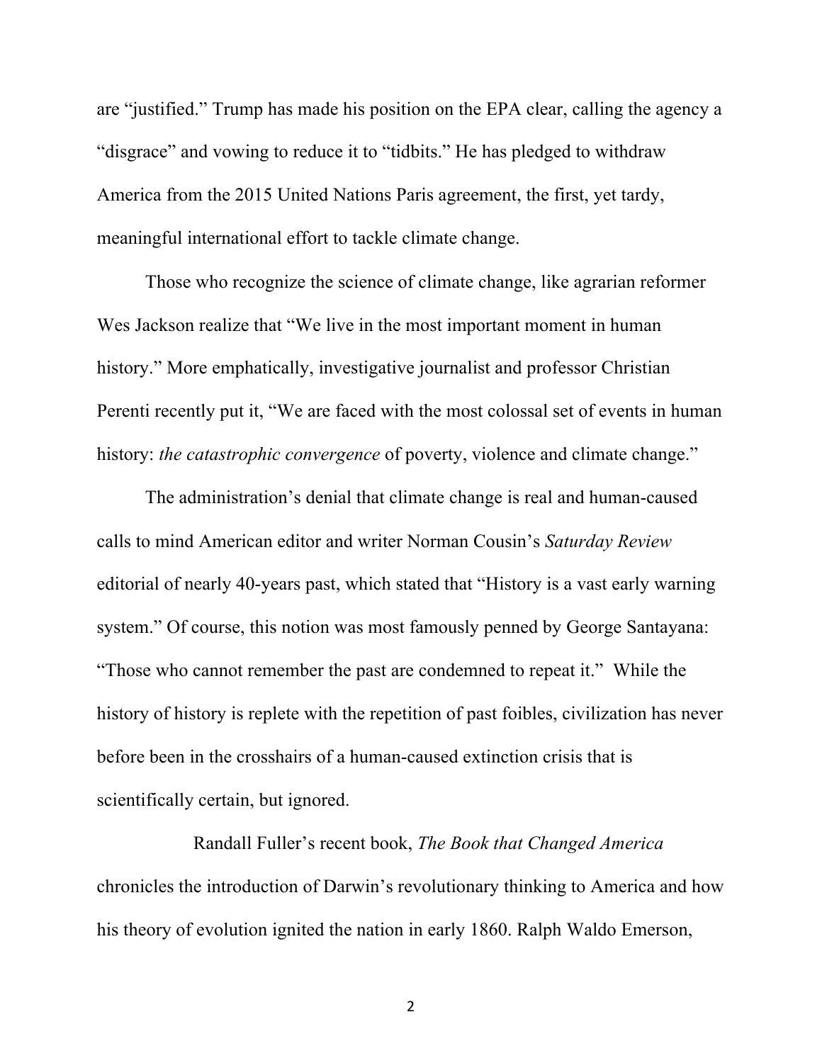are “justified.” Trump has made his position on the EPA clear, calling the agency a “disgrace” and vowing to reduce it to “tidbits.” He has pledged to withdraw America from the 2015 United Nations Paris agreement, the first, yet tardy, meaningful international effort to tackle climate change.

Those who recognize the science of climate change, like agrarian reformer Wes Jackson realize that “We live in the most important moment in human history.” More emphatically, investigative journalist and professor Christian Perenti recently put it, “We are faced with the most colossal set of events in human history: *the catastrophic convergence* of poverty, violence and climate change.”

The administration’s denial that climate change is real and human-caused calls to mind American editor and writer Norman Cousin’s *Saturday Review* editorial of nearly 40-years past, which stated that “History is a vast early warning system.” Of course, this notion was most famously penned by George Santayana: “Those who cannot remember the past are condemned to repeat it.” While the history of history is replete with the repetition of past foibles, civilization has never before been in the crosshairs of a human-caused extinction crisis that is scientifically certain, but ignored.

Randall Fuller’s recent book, *The Book that Changed America* chronicles the introduction of Darwin’s revolutionary thinking to America and how his theory of evolution ignited the nation in early 1860. Ralph Waldo Emerson,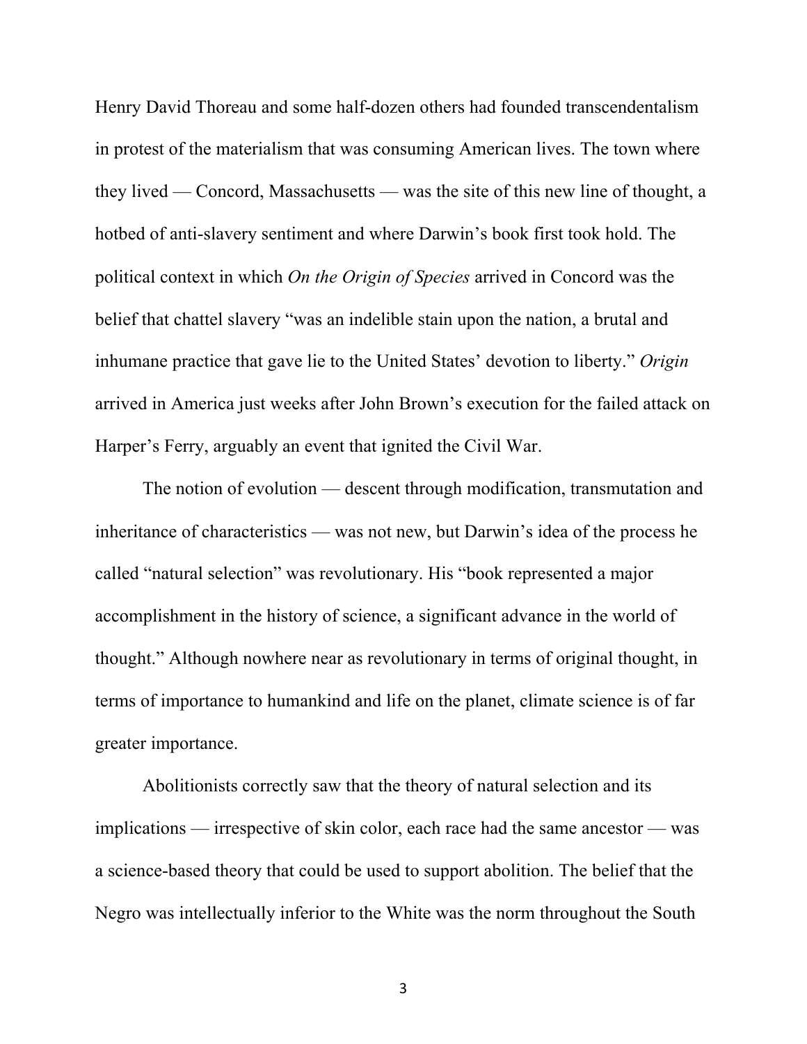Henry David Thoreau and some half-dozen others had founded transcendentalism in protest of the materialism that was consuming American lives. The town where they lived — Concord, Massachusetts — was the site of this new line of thought, a hotbed of anti-slavery sentiment and where Darwin's book first took hold. The political context in which *On the Origin of Species* arrived in Concord was the belief that chattel slavery "was an indelible stain upon the nation, a brutal and inhumane practice that gave lie to the United States' devotion to liberty." *Origin* arrived in America just weeks after John Brown's execution for the failed attack on Harper's Ferry, arguably an event that ignited the Civil War.

The notion of evolution — descent through modification, transmutation and inheritance of characteristics — was not new, but Darwin's idea of the process he called "natural selection" was revolutionary. His "book represented a major accomplishment in the history of science, a significant advance in the world of thought." Although nowhere near as revolutionary in terms of original thought, in terms of importance to humankind and life on the planet, climate science is of far greater importance.

Abolitionists correctly saw that the theory of natural selection and its implications — irrespective of skin color, each race had the same ancestor — was a science-based theory that could be used to support abolition. The belief that the Negro was intellectually inferior to the White was the norm throughout the South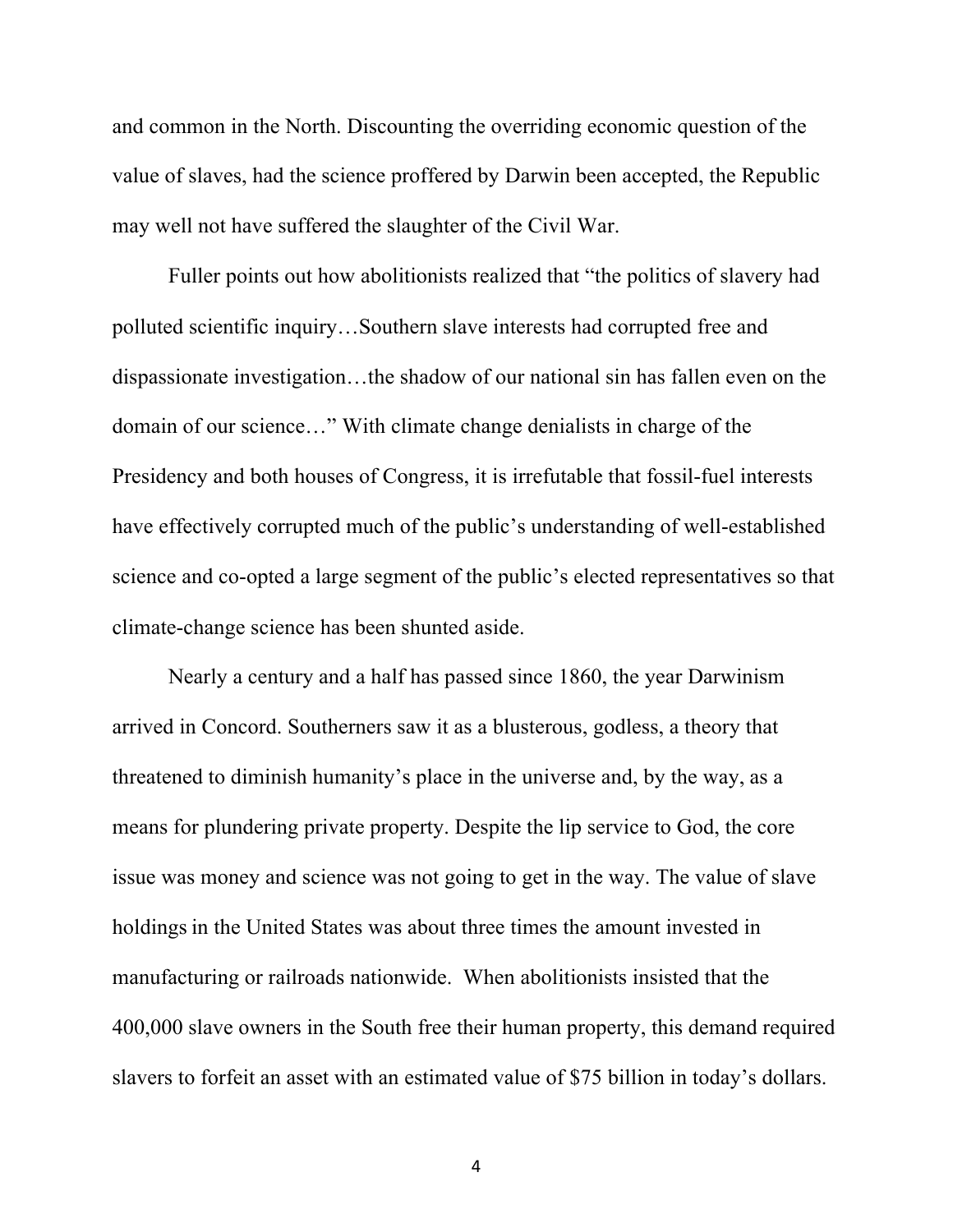and common in the North. Discounting the overriding economic question of the value of slaves, had the science proffered by Darwin been accepted, the Republic may well not have suffered the slaughter of the Civil War.

Fuller points out how abolitionists realized that "the politics of slavery had polluted scientific inquiry…Southern slave interests had corrupted free and dispassionate investigation…the shadow of our national sin has fallen even on the domain of our science…" With climate change denialists in charge of the Presidency and both houses of Congress, it is irrefutable that fossil-fuel interests have effectively corrupted much of the public's understanding of well-established science and co-opted a large segment of the public's elected representatives so that climate-change science has been shunted aside.

Nearly a century and a half has passed since 1860, the year Darwinism arrived in Concord. Southerners saw it as a blusterous, godless, a theory that threatened to diminish humanity's place in the universe and, by the way, as a means for plundering private property. Despite the lip service to God, the core issue was money and science was not going to get in the way. The value of slave holdings in the United States was about three times the amount invested in manufacturing or railroads nationwide. When abolitionists insisted that the 400,000 slave owners in the South free their human property, this demand required slavers to forfeit an asset with an estimated value of $75 billion in today's dollars.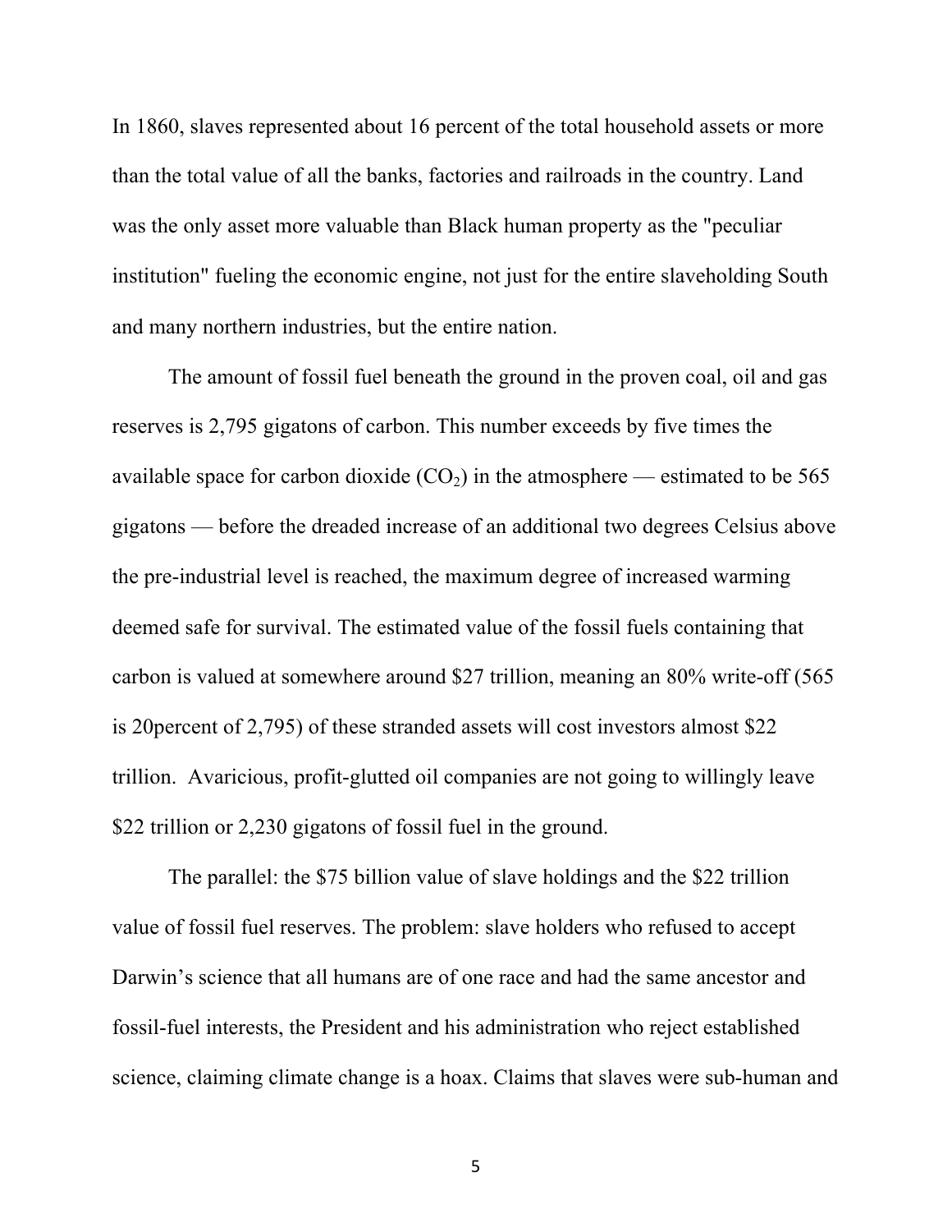In 1860, slaves represented about 16 percent of the total household assets or more than the total value of all the banks, factories and railroads in the country. Land was the only asset more valuable than Black human property as the "peculiar institution" fueling the economic engine, not just for the entire slaveholding South and many northern industries, but the entire nation.

The amount of fossil fuel beneath the ground in the proven coal, oil and gas reserves is 2,795 gigatons of carbon. This number exceeds by five times the available space for carbon dioxide ($CO_2$) in the atmosphere — estimated to be 565 gigatons — before the dreaded increase of an additional two degrees Celsius above the pre-industrial level is reached, the maximum degree of increased warming deemed safe for survival. The estimated value of the fossil fuels containing that carbon is valued at somewhere around $27 trillion, meaning an 80% write-off (565 is 20percent of 2,795) of these stranded assets will cost investors almost $22 trillion. Avaricious, profit-glutted oil companies are not going to willingly leave $22 trillion or 2,230 gigatons of fossil fuel in the ground.

The parallel: the $75 billion value of slave holdings and the $22 trillion value of fossil fuel reserves. The problem: slave holders who refused to accept Darwin's science that all humans are of one race and had the same ancestor and fossil-fuel interests, the President and his administration who reject established science, claiming climate change is a hoax. Claims that slaves were sub-human and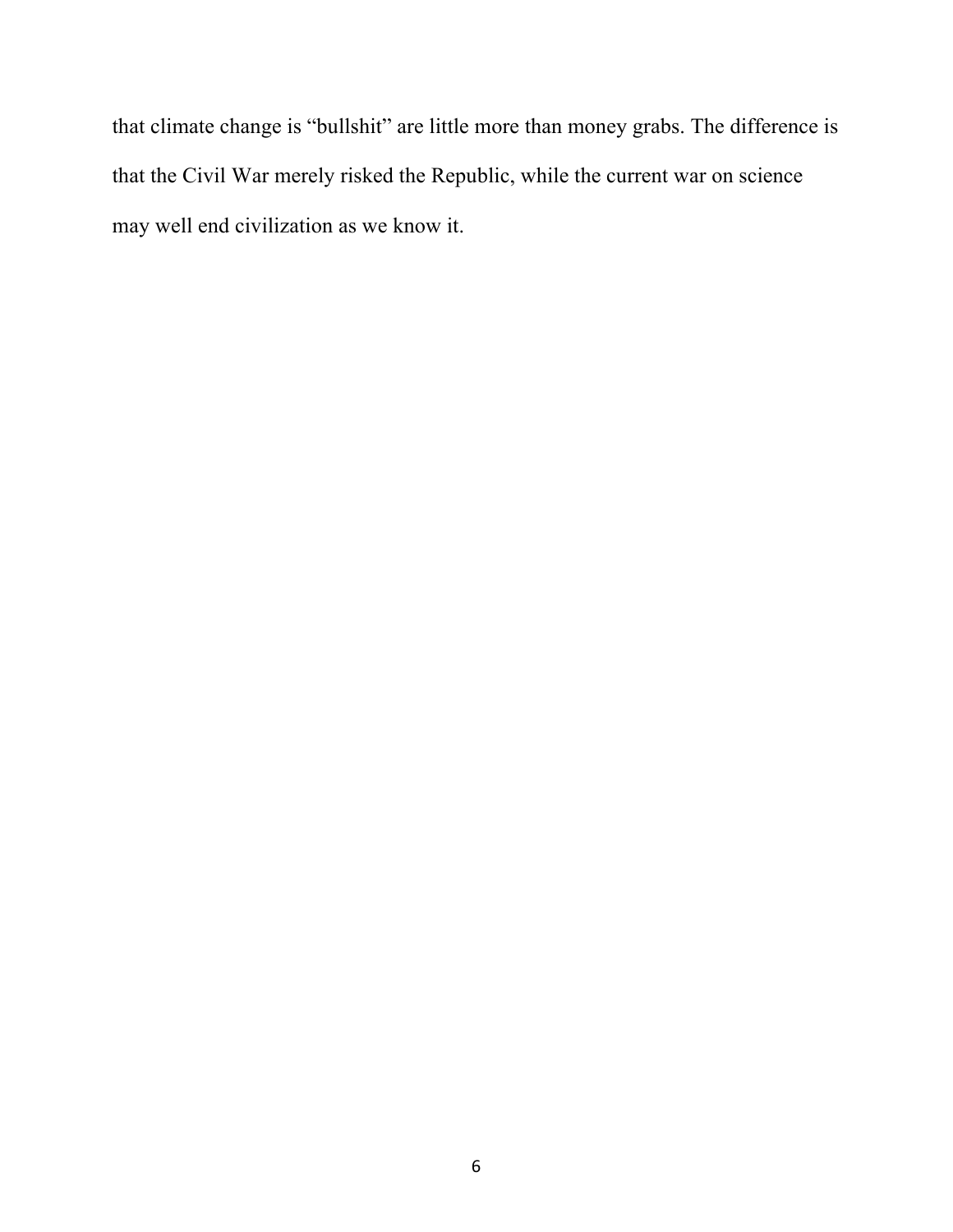that climate change is “bullshit” are little more than money grabs. The difference is that the Civil War merely risked the Republic, while the current war on science may well end civilization as we know it.